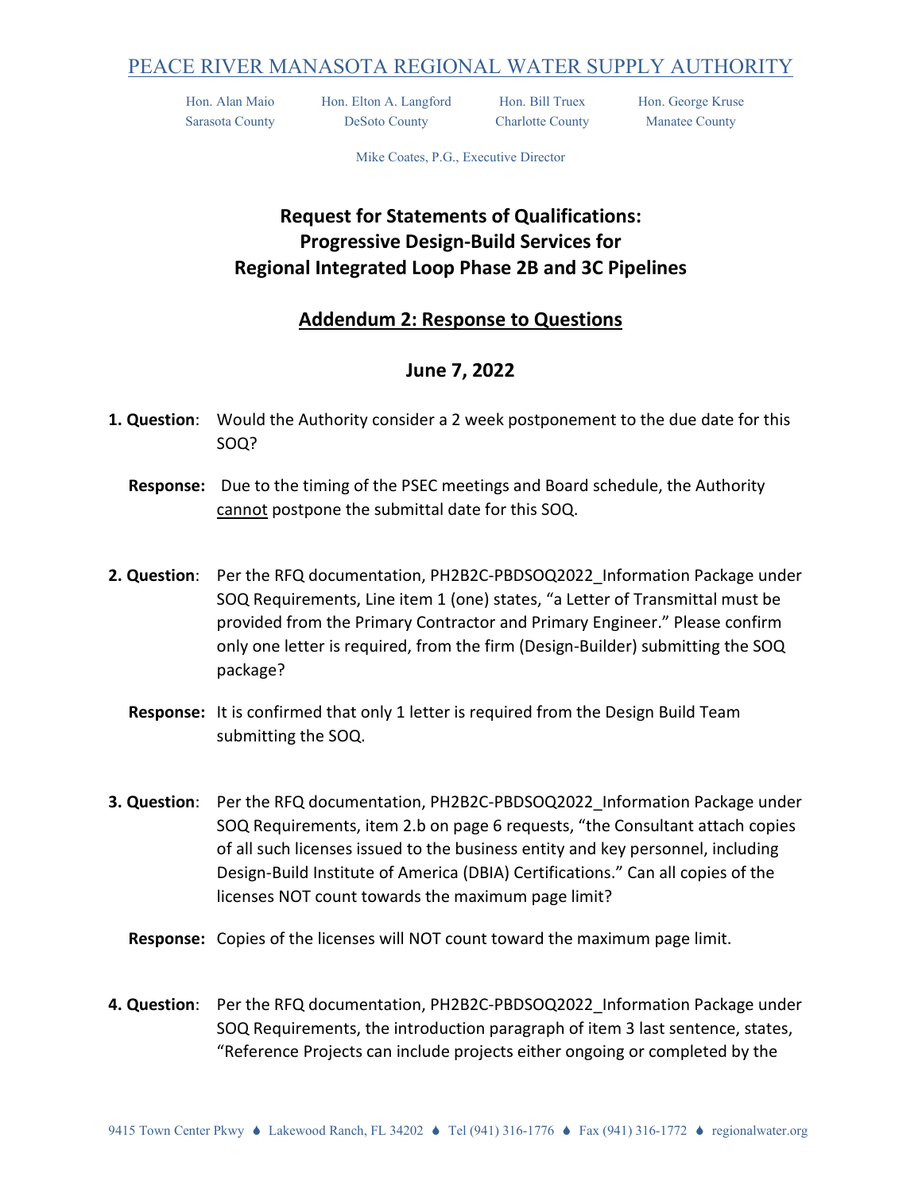# PEACE RIVER MANASOTA REGIONAL WATER SUPPLY AUTHORITY

Hon. Alan Maio
Sarasota County

Hon. Elton A. Langford
DeSoto County

Hon. Bill Truex
Charlotte County

Hon. George Kruse
Manatee County

Mike Coates, P.G., Executive Director

## Request for Statements of Qualifications: Progressive Design-Build Services for Regional Integrated Loop Phase 2B and 3C Pipelines

## Addendum 2: Response to Questions

## June 7, 2022

**1. Question**: Would the Authority consider a 2 week postponement to the due date for this SOQ?

**Response:** Due to the timing of the PSEC meetings and Board schedule, the Authority cannot postpone the submittal date for this SOQ.

**2. Question**: Per the RFQ documentation, PH2B2C-PBDSOQ2022_Information Package under SOQ Requirements, Line item 1 (one) states, "a Letter of Transmittal must be provided from the Primary Contractor and Primary Engineer." Please confirm only one letter is required, from the firm (Design-Builder) submitting the SOQ package?

**Response:** It is confirmed that only 1 letter is required from the Design Build Team submitting the SOQ.

**3. Question**: Per the RFQ documentation, PH2B2C-PBDSOQ2022_Information Package under SOQ Requirements, item 2.b on page 6 requests, "the Consultant attach copies of all such licenses issued to the business entity and key personnel, including Design-Build Institute of America (DBIA) Certifications." Can all copies of the licenses NOT count towards the maximum page limit?

**Response:** Copies of the licenses will NOT count toward the maximum page limit.

**4. Question**: Per the RFQ documentation, PH2B2C-PBDSOQ2022_Information Package under SOQ Requirements, the introduction paragraph of item 3 last sentence, states, "Reference Projects can include projects either ongoing or completed by the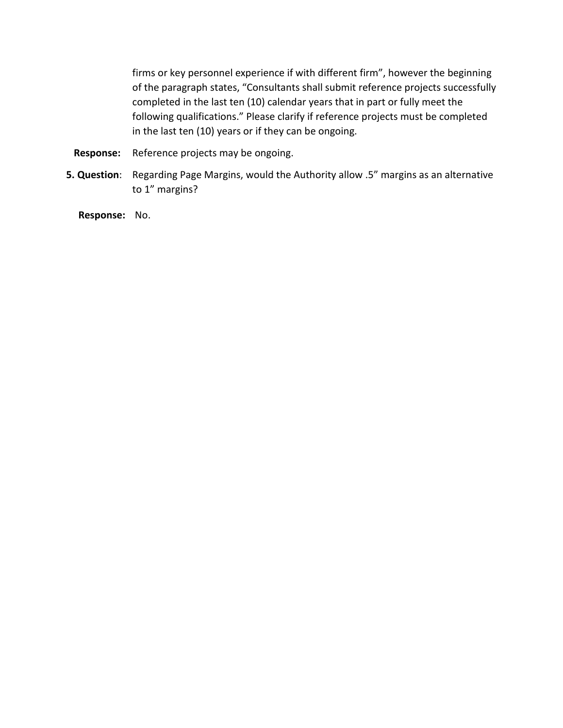firms or key personnel experience if with different firm", however the beginning of the paragraph states, "Consultants shall submit reference projects successfully completed in the last ten (10) calendar years that in part or fully meet the following qualifications." Please clarify if reference projects must be completed in the last ten (10) years or if they can be ongoing.

**Response:** Reference projects may be ongoing.

**5. Question**: Regarding Page Margins, would the Authority allow .5" margins as an alternative to 1" margins?

**Response:** No.